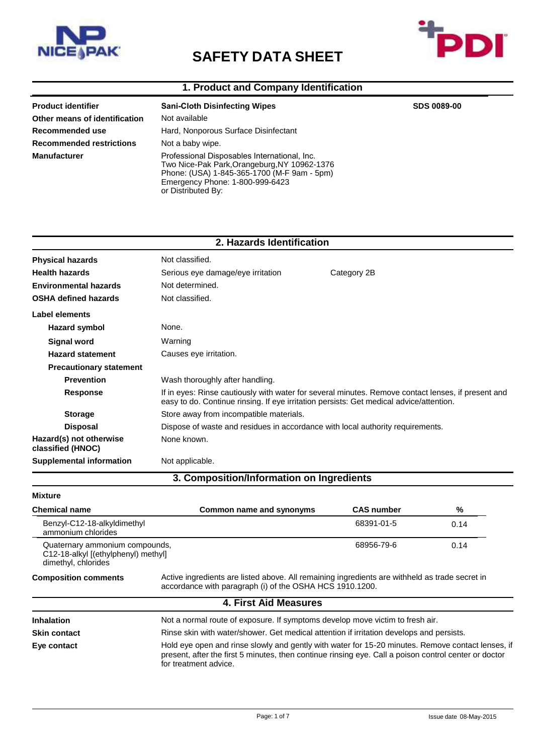# SAFETY DATA SHEET

## 1. Product and Company Identification

| | | |
|---|---|---|
| **Product identifier** | **Sani-Cloth Disinfecting Wipes** | **SDS 0089-00** |
| **Other means of identification** | Not available | |
| **Recommended use** | Hard, Nonporous Surface Disinfectant | |
| **Recommended restrictions** | Not a baby wipe. | |
| **Manufacturer** | Professional Disposables International, Inc.<br>Two Nice-Pak Park,Orangeburg,NY 10962-1376<br>Phone: (USA) 1-845-365-1700 (M-F 9am - 5pm)<br>Emergency Phone: 1-800-999-6423<br>or Distributed By: | |

## 2. Hazards Identification

| | | |
|---|---|---|
| **Physical hazards** | Not classified. | |
| **Health hazards** | Serious eye damage/eye irritation | Category 2B |
| **Environmental hazards** | Not determined. | |
| **OSHA defined hazards** | Not classified. | |

**Label elements**

| | |
|---|---|
| **Hazard symbol** | None. |
| **Signal word** | Warning |
| **Hazard statement** | Causes eye irritation. |
| **Precautionary statement** | |
| **Prevention** | Wash thoroughly after handling. |
| **Response** | If in eyes: Rinse cautiously with water for several minutes. Remove contact lenses, if present and easy to do. Continue rinsing. If eye irritation persists: Get medical advice/attention. |
| **Storage** | Store away from incompatible materials. |
| **Disposal** | Dispose of waste and residues in accordance with local authority requirements. |
| **Hazard(s) not otherwise classified (HNOC)** | None known. |
| **Supplemental information** | Not applicable. |

## 3. Composition/Information on Ingredients

**Mixture**

| Chemical name | Common name and synonyms | CAS number | % |
|---|---|---|---|
| Benzyl-C12-18-alkyldimethyl ammonium chlorides | | 68391-01-5 | 0.14 |
| Quaternary ammonium compounds, C12-18-alkyl [(ethylphenyl) methyl] dimethyl, chlorides | | 68956-79-6 | 0.14 |

**Composition comments** Active ingredients are listed above. All remaining ingredients are withheld as trade secret in accordance with paragraph (i) of the OSHA HCS 1910.1200.

## 4. First Aid Measures

| | |
|---|---|
| **Inhalation** | Not a normal route of exposure. If symptoms develop move victim to fresh air. |
| **Skin contact** | Rinse skin with water/shower. Get medical attention if irritation develops and persists. |
| **Eye contact** | Hold eye open and rinse slowly and gently with water for 15-20 minutes. Remove contact lenses, if present, after the first 5 minutes, then continue rinsing eye. Call a poison control center or doctor for treatment advice. |

Issue date 08-May-2015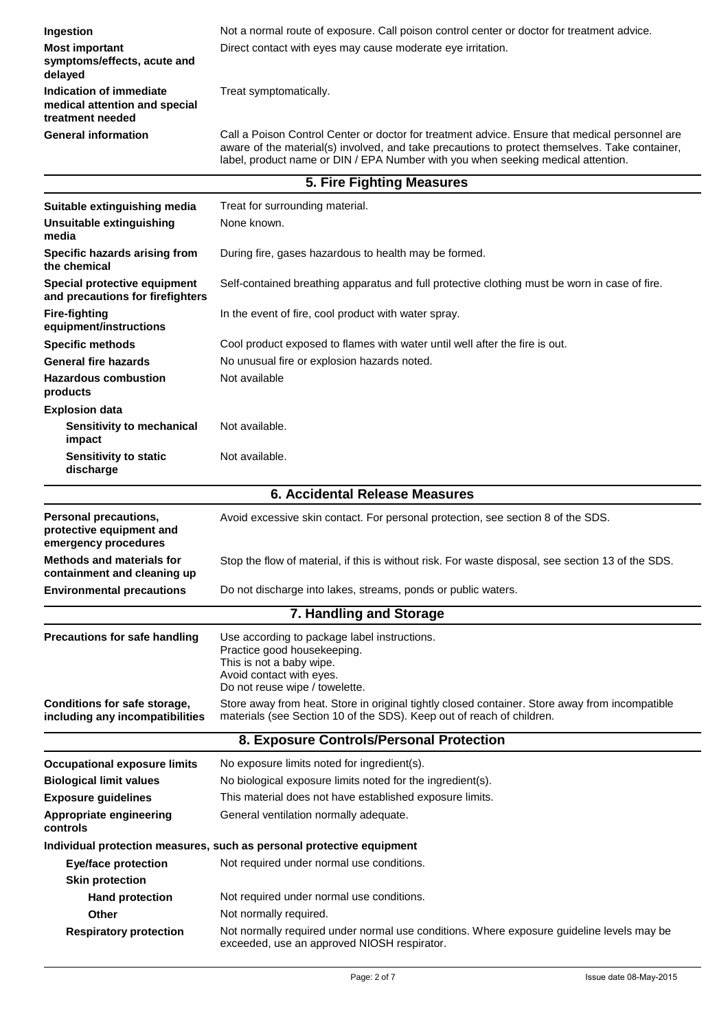| | |
|---|---|
| **Ingestion** | Not a normal route of exposure. Call poison control center or doctor for treatment advice. |
| **Most important symptoms/effects, acute and delayed** | Direct contact with eyes may cause moderate eye irritation. |
| **Indication of immediate medical attention and special treatment needed** | Treat symptomatically. |
| **General information** | Call a Poison Control Center or doctor for treatment advice. Ensure that medical personnel are aware of the material(s) involved, and take precautions to protect themselves. Take container, label, product name or DIN / EPA Number with you when seeking medical attention. |

## 5. Fire Fighting Measures

| | |
|---|---|
| **Suitable extinguishing media** | Treat for surrounding material. |
| **Unsuitable extinguishing media** | None known. |
| **Specific hazards arising from the chemical** | During fire, gases hazardous to health may be formed. |
| **Special protective equipment and precautions for firefighters** | Self-contained breathing apparatus and full protective clothing must be worn in case of fire. |
| **Fire-fighting equipment/instructions** | In the event of fire, cool product with water spray. |
| **Specific methods** | Cool product exposed to flames with water until well after the fire is out. |
| **General fire hazards** | No unusual fire or explosion hazards noted. |
| **Hazardous combustion products** | Not available |
| **Explosion data** | |
| **Sensitivity to mechanical impact** | Not available. |
| **Sensitivity to static discharge** | Not available. |

## 6. Accidental Release Measures

| | |
|---|---|
| **Personal precautions, protective equipment and emergency procedures** | Avoid excessive skin contact. For personal protection, see section 8 of the SDS. |
| **Methods and materials for containment and cleaning up** | Stop the flow of material, if this is without risk. For waste disposal, see section 13 of the SDS. |
| **Environmental precautions** | Do not discharge into lakes, streams, ponds or public waters. |

## 7. Handling and Storage

| | |
|---|---|
| **Precautions for safe handling** | Use according to package label instructions.<br>Practice good housekeeping.<br>This is not a baby wipe.<br>Avoid contact with eyes.<br>Do not reuse wipe / towelette. |
| **Conditions for safe storage, including any incompatibilities** | Store away from heat. Store in original tightly closed container. Store away from incompatible materials (see Section 10 of the SDS). Keep out of reach of children. |

## 8. Exposure Controls/Personal Protection

| | |
|---|---|
| **Occupational exposure limits** | No exposure limits noted for ingredient(s). |
| **Biological limit values** | No biological exposure limits noted for the ingredient(s). |
| **Exposure guidelines** | This material does not have established exposure limits. |
| **Appropriate engineering controls** | General ventilation normally adequate. |
| **Individual protection measures, such as personal protective equipment** | |
| **Eye/face protection** | Not required under normal use conditions. |
| **Skin protection** | |
| **Hand protection** | Not required under normal use conditions. |
| **Other** | Not normally required. |
| **Respiratory protection** | Not normally required under normal use conditions. Where exposure guideline levels may be exceeded, use an approved NIOSH respirator. |

Issue date 08-May-2015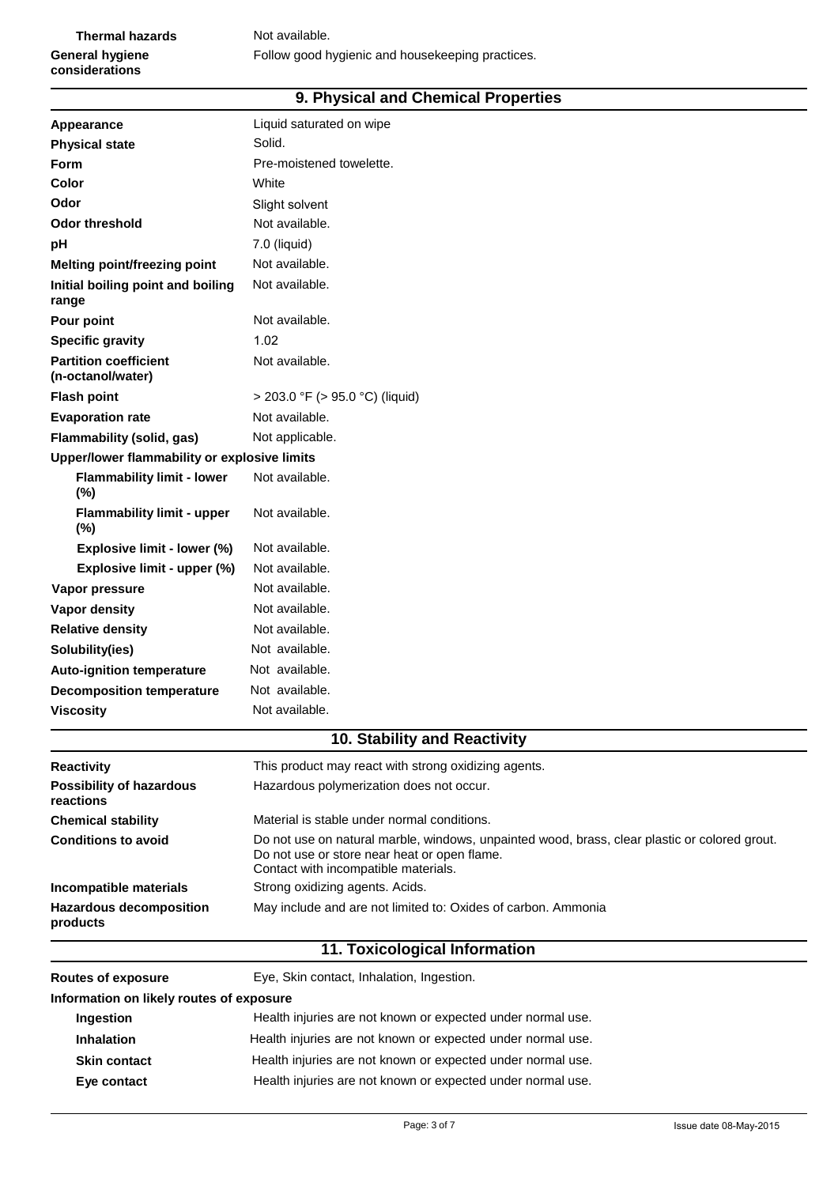| | |
|---|---|
| **Thermal hazards** | Not available. |
| **General hygiene considerations** | Follow good hygienic and housekeeping practices. |

## 9. Physical and Chemical Properties

| | |
|---|---|
| **Appearance** | Liquid saturated on wipe |
| **Physical state** | Solid. |
| **Form** | Pre-moistened towelette. |
| **Color** | White |
| **Odor** | Slight solvent |
| **Odor threshold** | Not available. |
| **pH** | 7.0 (liquid) |
| **Melting point/freezing point** | Not available. |
| **Initial boiling point and boiling range** | Not available. |
| **Pour point** | Not available. |
| **Specific gravity** | 1.02 |
| **Partition coefficient (n-octanol/water)** | Not available. |
| **Flash point** | > 203.0 °F (> 95.0 °C) (liquid) |
| **Evaporation rate** | Not available. |
| **Flammability (solid, gas)** | Not applicable. |
| **Upper/lower flammability or explosive limits** | |
| **Flammability limit - lower (%)** | Not available. |
| **Flammability limit - upper (%)** | Not available. |
| **Explosive limit - lower (%)** | Not available. |
| **Explosive limit - upper (%)** | Not available. |
| **Vapor pressure** | Not available. |
| **Vapor density** | Not available. |
| **Relative density** | Not available. |
| **Solubility(ies)** | Not available. |
| **Auto-ignition temperature** | Not available. |
| **Decomposition temperature** | Not available. |
| **Viscosity** | Not available. |

## 10. Stability and Reactivity

| | |
|---|---|
| **Reactivity** | This product may react with strong oxidizing agents. |
| **Possibility of hazardous reactions** | Hazardous polymerization does not occur. |
| **Chemical stability** | Material is stable under normal conditions. |
| **Conditions to avoid** | Do not use on natural marble, windows, unpainted wood, brass, clear plastic or colored grout. Do not use or store near heat or open flame. Contact with incompatible materials. |
| **Incompatible materials** | Strong oxidizing agents. Acids. |
| **Hazardous decomposition products** | May include and are not limited to: Oxides of carbon. Ammonia |

## 11. Toxicological Information

| | |
|---|---|
| **Routes of exposure** | Eye, Skin contact, Inhalation, Ingestion. |
| **Information on likely routes of exposure** | |
| **Ingestion** | Health injuries are not known or expected under normal use. |
| **Inhalation** | Health injuries are not known or expected under normal use. |
| **Skin contact** | Health injuries are not known or expected under normal use. |
| **Eye contact** | Health injuries are not known or expected under normal use. |

Issue date 08-May-2015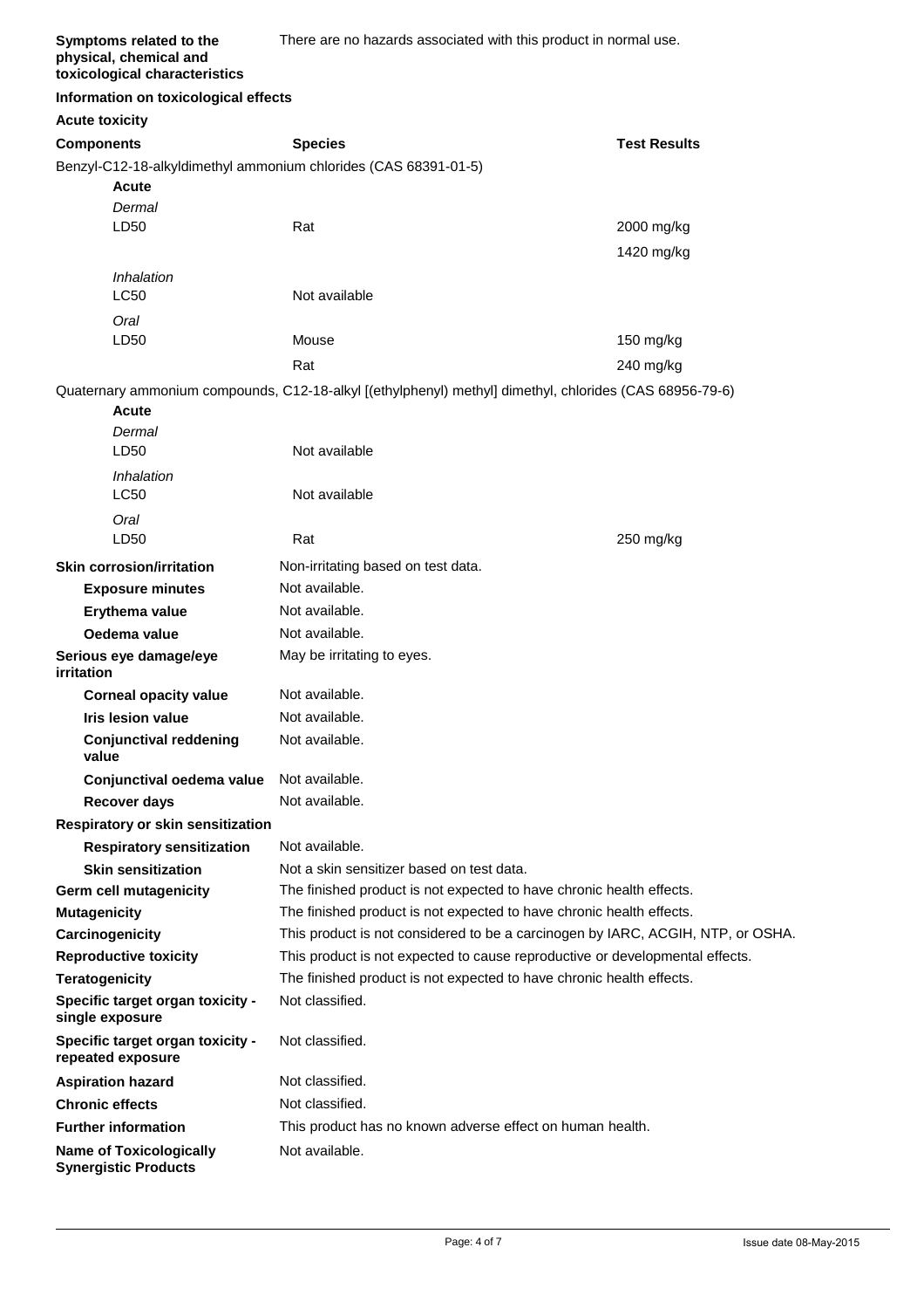**Symptoms related to the physical, chemical and toxicological characteristics** There are no hazards associated with this product in normal use.

**Information on toxicological effects**

**Acute toxicity**

| Components | Species | Test Results |
| --- | --- | --- |
| Benzyl-C12-18-alkyldimethyl ammonium chlorides (CAS 68391-01-5) | | |
| **Acute** | | |
| *Dermal* | | |
| LD50 | Rat | 2000 mg/kg |
| | | 1420 mg/kg |
| *Inhalation* | | |
| LC50 | Not available | |
| *Oral* | | |
| LD50 | Mouse | 150 mg/kg |
| | Rat | 240 mg/kg |
| Quaternary ammonium compounds, C12-18-alkyl [(ethylphenyl) methyl] dimethyl, chlorides (CAS 68956-79-6) | | |
| **Acute** | | |
| *Dermal* | | |
| LD50 | Not available | |
| *Inhalation* | | |
| LC50 | Not available | |
| *Oral* | | |
| LD50 | Rat | 250 mg/kg |

| | |
| --- | --- |
| **Skin corrosion/irritation** | Non-irritating based on test data. |
| **Exposure minutes** | Not available. |
| **Erythema value** | Not available. |
| **Oedema value** | Not available. |
| **Serious eye damage/eye irritation** | May be irritating to eyes. |
| **Corneal opacity value** | Not available. |
| **Iris lesion value** | Not available. |
| **Conjunctival reddening value** | Not available. |
| **Conjunctival oedema value** | Not available. |
| **Recover days** | Not available. |
| **Respiratory or skin sensitization** | |
| **Respiratory sensitization** | Not available. |
| **Skin sensitization** | Not a skin sensitizer based on test data. |
| **Germ cell mutagenicity** | The finished product is not expected to have chronic health effects. |
| **Mutagenicity** | The finished product is not expected to have chronic health effects. |
| **Carcinogenicity** | This product is not considered to be a carcinogen by IARC, ACGIH, NTP, or OSHA. |
| **Reproductive toxicity** | This product is not expected to cause reproductive or developmental effects. |
| **Teratogenicity** | The finished product is not expected to have chronic health effects. |
| **Specific target organ toxicity - single exposure** | Not classified. |
| **Specific target organ toxicity - repeated exposure** | Not classified. |
| **Aspiration hazard** | Not classified. |
| **Chronic effects** | Not classified. |
| **Further information** | This product has no known adverse effect on human health. |
| **Name of Toxicologically Synergistic Products** | Not available. |

Issue date 08-May-2015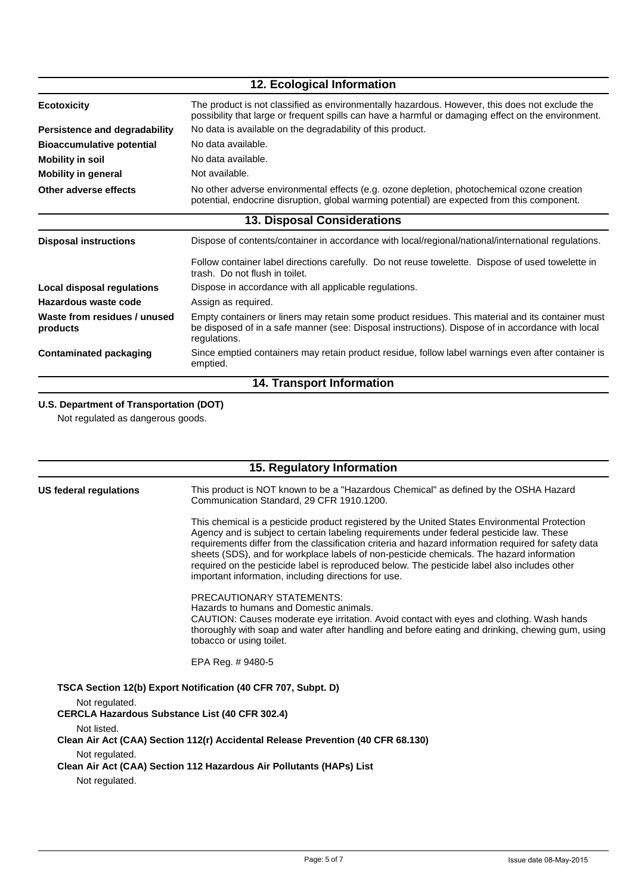## 12. Ecological Information

| | |
|---|---|
| **Ecotoxicity** | The product is not classified as environmentally hazardous. However, this does not exclude the possibility that large or frequent spills can have a harmful or damaging effect on the environment. |
| **Persistence and degradability** | No data is available on the degradability of this product. |
| **Bioaccumulative potential** | No data available. |
| **Mobility in soil** | No data available. |
| **Mobility in general** | Not available. |
| **Other adverse effects** | No other adverse environmental effects (e.g. ozone depletion, photochemical ozone creation potential, endocrine disruption, global warming potential) are expected from this component. |

## 13. Disposal Considerations

| | |
|---|---|
| **Disposal instructions** | Dispose of contents/container in accordance with local/regional/national/international regulations.<br><br>Follow container label directions carefully. Do not reuse towelette. Dispose of used towelette in trash. Do not flush in toilet. |
| **Local disposal regulations** | Dispose in accordance with all applicable regulations. |
| **Hazardous waste code** | Assign as required. |
| **Waste from residues / unused products** | Empty containers or liners may retain some product residues. This material and its container must be disposed of in a safe manner (see: Disposal instructions). Dispose of in accordance with local regulations. |
| **Contaminated packaging** | Since emptied containers may retain product residue, follow label warnings even after container is emptied. |

## 14. Transport Information

**U.S. Department of Transportation (DOT)**

Not regulated as dangerous goods.

## 15. Regulatory Information

**US federal regulations**

This product is NOT known to be a "Hazardous Chemical" as defined by the OSHA Hazard Communication Standard, 29 CFR 1910.1200.

This chemical is a pesticide product registered by the United States Environmental Protection Agency and is subject to certain labeling requirements under federal pesticide law. These requirements differ from the classification criteria and hazard information required for safety data sheets (SDS), and for workplace labels of non-pesticide chemicals. The hazard information required on the pesticide label is reproduced below. The pesticide label also includes other important information, including directions for use.

PRECAUTIONARY STATEMENTS:
Hazards to humans and Domestic animals.
CAUTION: Causes moderate eye irritation. Avoid contact with eyes and clothing. Wash hands thoroughly with soap and water after handling and before eating and drinking, chewing gum, using tobacco or using toilet.

EPA Reg. # 9480-5

**TSCA Section 12(b) Export Notification (40 CFR 707, Subpt. D)**

Not regulated.

**CERCLA Hazardous Substance List (40 CFR 302.4)**

Not listed.

**Clean Air Act (CAA) Section 112(r) Accidental Release Prevention (40 CFR 68.130)**

Not regulated.

**Clean Air Act (CAA) Section 112 Hazardous Air Pollutants (HAPs) List**

Not regulated.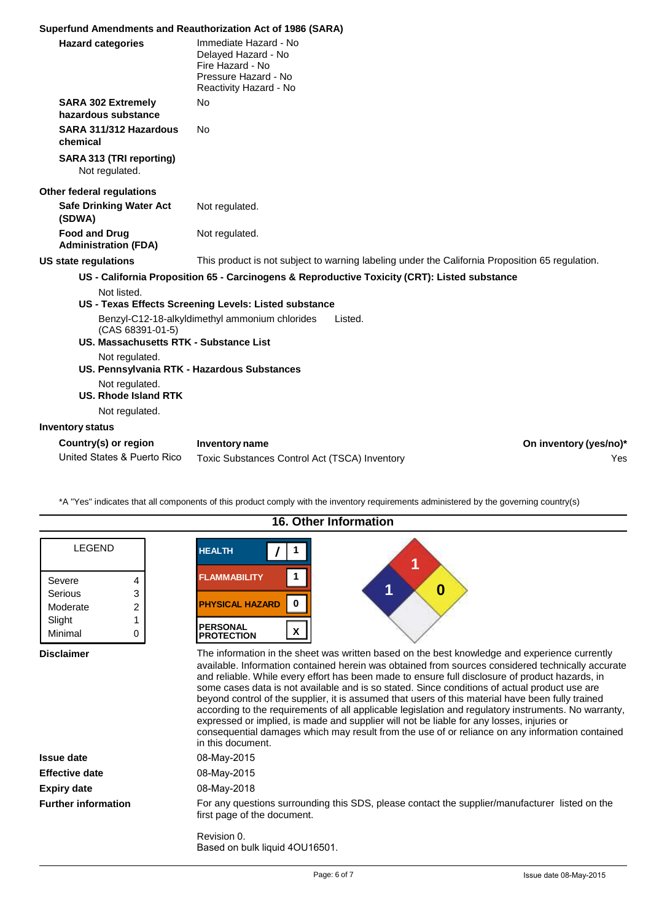**Superfund Amendments and Reauthorization Act of 1986 (SARA)**

| | |
|---|---|
| **Hazard categories** | Immediate Hazard - No<br>Delayed Hazard - No<br>Fire Hazard - No<br>Pressure Hazard - No<br>Reactivity Hazard - No |
| **SARA 302 Extremely hazardous substance** | No |
| **SARA 311/312 Hazardous chemical** | No |

**SARA 313 (TRI reporting)**

Not regulated.

**Other federal regulations**

| | |
|---|---|
| **Safe Drinking Water Act (SDWA)** | Not regulated. |
| **Food and Drug Administration (FDA)** | Not regulated. |

**US state regulations** This product is not subject to warning labeling under the California Proposition 65 regulation.

**US - California Proposition 65 - Carcinogens & Reproductive Toxicity (CRT): Listed substance**

Not listed.

**US - Texas Effects Screening Levels: Listed substance**

Benzyl-C12-18-alkyldimethyl ammonium chlorides (CAS 68391-01-5) Listed.

**US. Massachusetts RTK - Substance List**

Not regulated.

**US. Pennsylvania RTK - Hazardous Substances**

Not regulated.

**US. Rhode Island RTK**

Not regulated.

**Inventory status**

| Country(s) or region | Inventory name | On inventory (yes/no)* |
|---|---|---|
| United States & Puerto Rico | Toxic Substances Control Act (TSCA) Inventory | Yes |

*A "Yes" indicates that all components of this product comply with the inventory requirements administered by the governing country(s)

## 16. Other Information

| LEGEND | |
|---|---|
| Severe | 4 |
| Serious | 3 |
| Moderate | 2 |
| Slight | 1 |
| Minimal | 0 |

| | |
|---|---|
| HEALTH | / 1 |
| FLAMMABILITY | 1 |
| PHYSICAL HAZARD | 0 |
| PERSONAL PROTECTION | X |

1
1
0

**Disclaimer** The information in the sheet was written based on the best knowledge and experience currently available. Information contained herein was obtained from sources considered technically accurate and reliable. While every effort has been made to ensure full disclosure of product hazards, in some cases data is not available and is so stated. Since conditions of actual product use are beyond control of the supplier, it is assumed that users of this material have been fully trained according to the requirements of all applicable legislation and regulatory instruments. No warranty, expressed or implied, is made and supplier will not be liable for any losses, injuries or consequential damages which may result from the use of or reliance on any information contained in this document.

| | |
|---|---|
| **Issue date** | 08-May-2015 |
| **Effective date** | 08-May-2015 |
| **Expiry date** | 08-May-2018 |
| **Further information** | For any questions surrounding this SDS, please contact the supplier/manufacturer listed on the first page of the document.<br><br>Revision 0.<br>Based on bulk liquid 4OU16501. |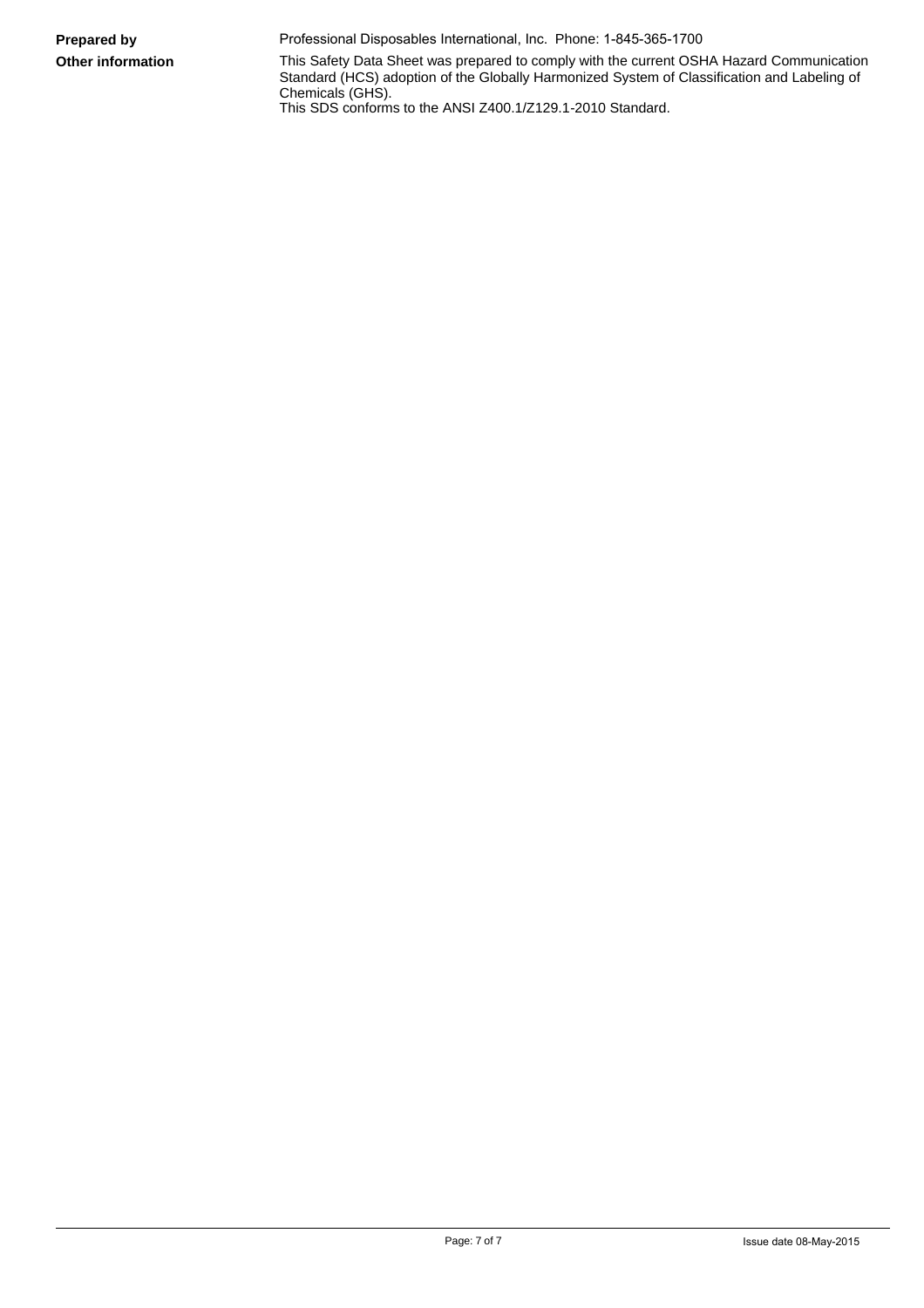**Prepared by** Professional Disposables International, Inc. Phone: 1-845-365-1700

**Other information** This Safety Data Sheet was prepared to comply with the current OSHA Hazard Communication Standard (HCS) adoption of the Globally Harmonized System of Classification and Labeling of Chemicals (GHS).
This SDS conforms to the ANSI Z400.1/Z129.1-2010 Standard.